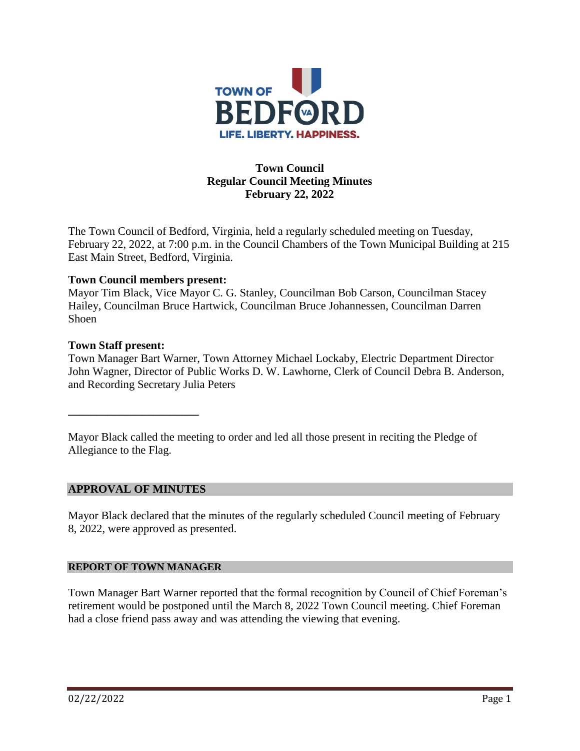# Town Council
## Regular Council Meeting Minutes
## February 22, 2022

The Town Council of Bedford, Virginia, held a regularly scheduled meeting on Tuesday, February 22, 2022, at 7:00 p.m. in the Council Chambers of the Town Municipal Building at 215 East Main Street, Bedford, Virginia.

**Town Council members present:**
Mayor Tim Black, Vice Mayor C. G. Stanley, Councilman Bob Carson, Councilman Stacey Hailey, Councilman Bruce Hartwick, Councilman Bruce Johannessen, Councilman Darren Shoen

**Town Staff present:**
Town Manager Bart Warner, Town Attorney Michael Lockaby, Electric Department Director John Wagner, Director of Public Works D. W. Lawhorne, Clerk of Council Debra B. Anderson, and Recording Secretary Julia Peters

---

Mayor Black called the meeting to order and led all those present in reciting the Pledge of Allegiance to the Flag.

## APPROVAL OF MINUTES

Mayor Black declared that the minutes of the regularly scheduled Council meeting of February 8, 2022, were approved as presented.

## REPORT OF TOWN MANAGER

Town Manager Bart Warner reported that the formal recognition by Council of Chief Foreman's retirement would be postponed until the March 8, 2022 Town Council meeting. Chief Foreman had a close friend pass away and was attending the viewing that evening.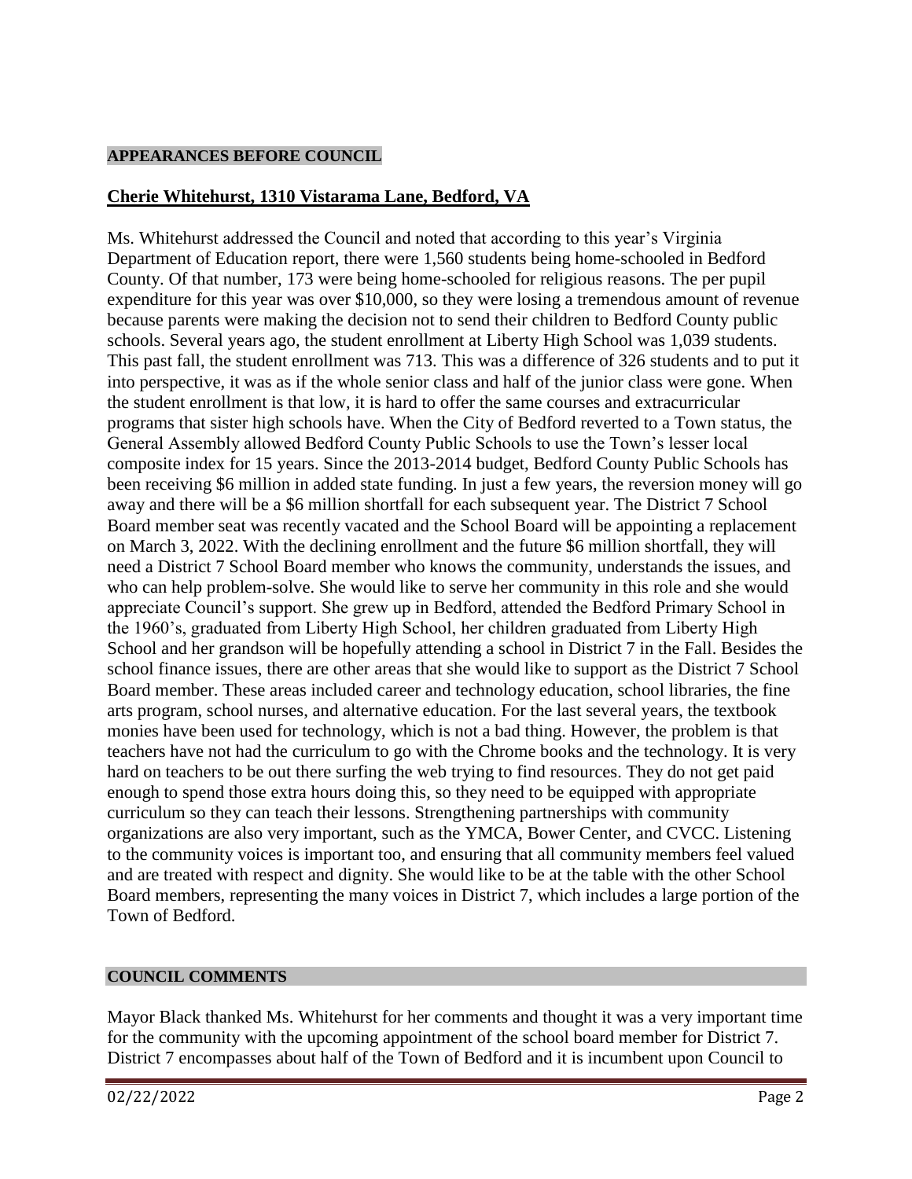## APPEARANCES BEFORE COUNCIL

### Cherie Whitehurst, 1310 Vistarama Lane, Bedford, VA

Ms. Whitehurst addressed the Council and noted that according to this year's Virginia Department of Education report, there were 1,560 students being home-schooled in Bedford County. Of that number, 173 were being home-schooled for religious reasons. The per pupil expenditure for this year was over $10,000, so they were losing a tremendous amount of revenue because parents were making the decision not to send their children to Bedford County public schools. Several years ago, the student enrollment at Liberty High School was 1,039 students. This past fall, the student enrollment was 713. This was a difference of 326 students and to put it into perspective, it was as if the whole senior class and half of the junior class were gone. When the student enrollment is that low, it is hard to offer the same courses and extracurricular programs that sister high schools have. When the City of Bedford reverted to a Town status, the General Assembly allowed Bedford County Public Schools to use the Town's lesser local composite index for 15 years. Since the 2013-2014 budget, Bedford County Public Schools has been receiving $6 million in added state funding. In just a few years, the reversion money will go away and there will be a $6 million shortfall for each subsequent year. The District 7 School Board member seat was recently vacated and the School Board will be appointing a replacement on March 3, 2022. With the declining enrollment and the future $6 million shortfall, they will need a District 7 School Board member who knows the community, understands the issues, and who can help problem-solve. She would like to serve her community in this role and she would appreciate Council's support. She grew up in Bedford, attended the Bedford Primary School in the 1960's, graduated from Liberty High School, her children graduated from Liberty High School and her grandson will be hopefully attending a school in District 7 in the Fall. Besides the school finance issues, there are other areas that she would like to support as the District 7 School Board member. These areas included career and technology education, school libraries, the fine arts program, school nurses, and alternative education. For the last several years, the textbook monies have been used for technology, which is not a bad thing. However, the problem is that teachers have not had the curriculum to go with the Chrome books and the technology. It is very hard on teachers to be out there surfing the web trying to find resources. They do not get paid enough to spend those extra hours doing this, so they need to be equipped with appropriate curriculum so they can teach their lessons. Strengthening partnerships with community organizations are also very important, such as the YMCA, Bower Center, and CVCC. Listening to the community voices is important too, and ensuring that all community members feel valued and are treated with respect and dignity. She would like to be at the table with the other School Board members, representing the many voices in District 7, which includes a large portion of the Town of Bedford.

## COUNCIL COMMENTS

Mayor Black thanked Ms. Whitehurst for her comments and thought it was a very important time for the community with the upcoming appointment of the school board member for District 7. District 7 encompasses about half of the Town of Bedford and it is incumbent upon Council to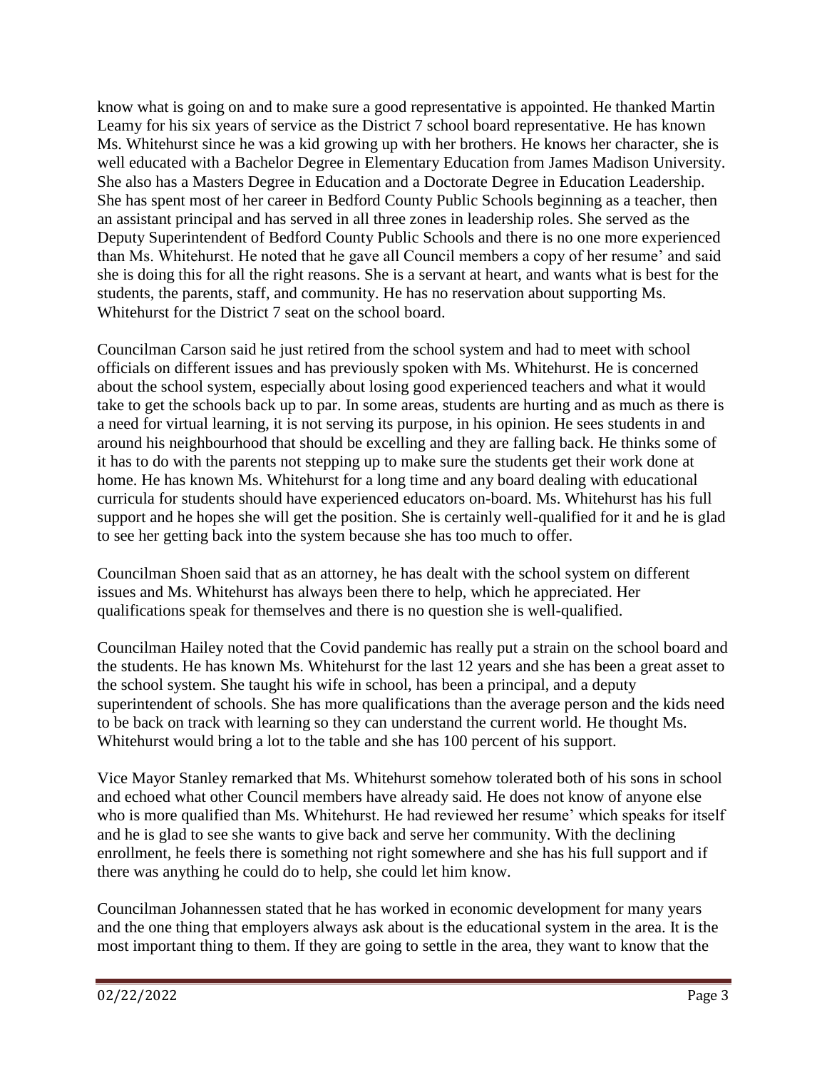know what is going on and to make sure a good representative is appointed. He thanked Martin Leamy for his six years of service as the District 7 school board representative. He has known Ms. Whitehurst since he was a kid growing up with her brothers. He knows her character, she is well educated with a Bachelor Degree in Elementary Education from James Madison University. She also has a Masters Degree in Education and a Doctorate Degree in Education Leadership. She has spent most of her career in Bedford County Public Schools beginning as a teacher, then an assistant principal and has served in all three zones in leadership roles. She served as the Deputy Superintendent of Bedford County Public Schools and there is no one more experienced than Ms. Whitehurst. He noted that he gave all Council members a copy of her resume' and said she is doing this for all the right reasons. She is a servant at heart, and wants what is best for the students, the parents, staff, and community. He has no reservation about supporting Ms. Whitehurst for the District 7 seat on the school board.

Councilman Carson said he just retired from the school system and had to meet with school officials on different issues and has previously spoken with Ms. Whitehurst. He is concerned about the school system, especially about losing good experienced teachers and what it would take to get the schools back up to par. In some areas, students are hurting and as much as there is a need for virtual learning, it is not serving its purpose, in his opinion. He sees students in and around his neighbourhood that should be excelling and they are falling back. He thinks some of it has to do with the parents not stepping up to make sure the students get their work done at home. He has known Ms. Whitehurst for a long time and any board dealing with educational curricula for students should have experienced educators on-board. Ms. Whitehurst has his full support and he hopes she will get the position. She is certainly well-qualified for it and he is glad to see her getting back into the system because she has too much to offer.

Councilman Shoen said that as an attorney, he has dealt with the school system on different issues and Ms. Whitehurst has always been there to help, which he appreciated. Her qualifications speak for themselves and there is no question she is well-qualified.

Councilman Hailey noted that the Covid pandemic has really put a strain on the school board and the students. He has known Ms. Whitehurst for the last 12 years and she has been a great asset to the school system. She taught his wife in school, has been a principal, and a deputy superintendent of schools. She has more qualifications than the average person and the kids need to be back on track with learning so they can understand the current world. He thought Ms. Whitehurst would bring a lot to the table and she has 100 percent of his support.

Vice Mayor Stanley remarked that Ms. Whitehurst somehow tolerated both of his sons in school and echoed what other Council members have already said. He does not know of anyone else who is more qualified than Ms. Whitehurst. He had reviewed her resume' which speaks for itself and he is glad to see she wants to give back and serve her community. With the declining enrollment, he feels there is something not right somewhere and she has his full support and if there was anything he could do to help, she could let him know.

Councilman Johannessen stated that he has worked in economic development for many years and the one thing that employers always ask about is the educational system in the area. It is the most important thing to them. If they are going to settle in the area, they want to know that the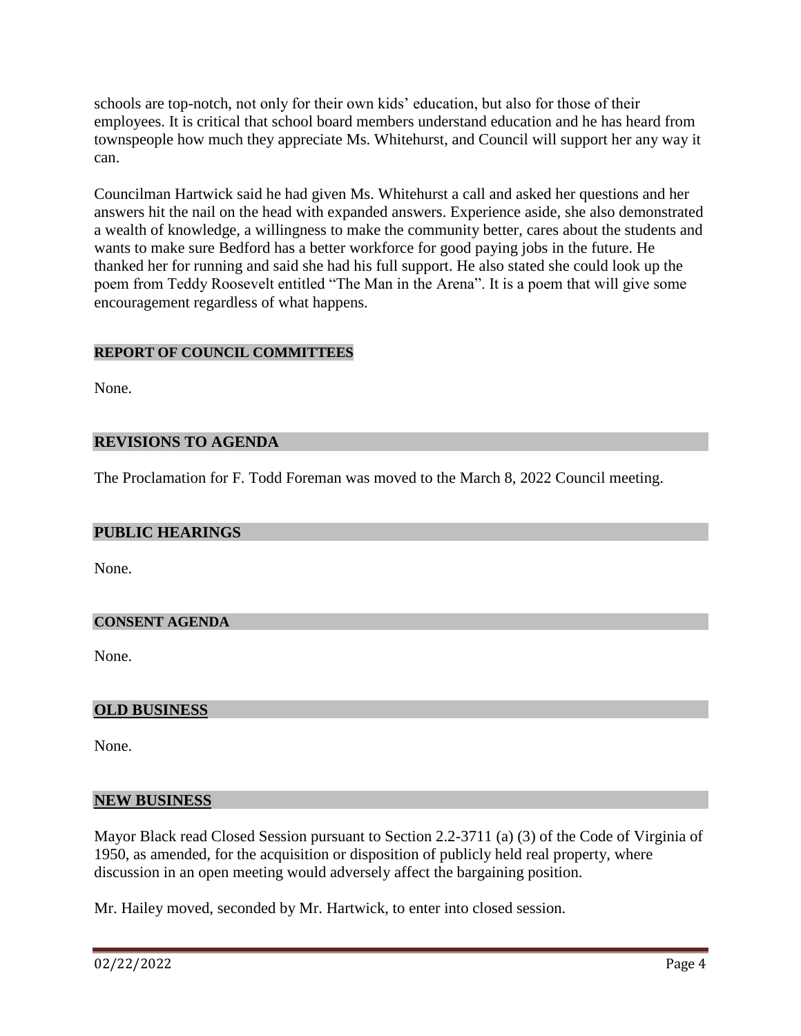schools are top-notch, not only for their own kids' education, but also for those of their employees. It is critical that school board members understand education and he has heard from townspeople how much they appreciate Ms. Whitehurst, and Council will support her any way it can.

Councilman Hartwick said he had given Ms. Whitehurst a call and asked her questions and her answers hit the nail on the head with expanded answers. Experience aside, she also demonstrated a wealth of knowledge, a willingness to make the community better, cares about the students and wants to make sure Bedford has a better workforce for good paying jobs in the future. He thanked her for running and said she had his full support. He also stated she could look up the poem from Teddy Roosevelt entitled "The Man in the Arena". It is a poem that will give some encouragement regardless of what happens.

## REPORT OF COUNCIL COMMITTEES

None.

## REVISIONS TO AGENDA

The Proclamation for F. Todd Foreman was moved to the March 8, 2022 Council meeting.

## PUBLIC HEARINGS

None.

## CONSENT AGENDA

None.

## OLD BUSINESS

None.

## NEW BUSINESS

Mayor Black read Closed Session pursuant to Section 2.2-3711 (a) (3) of the Code of Virginia of 1950, as amended, for the acquisition or disposition of publicly held real property, where discussion in an open meeting would adversely affect the bargaining position.

Mr. Hailey moved, seconded by Mr. Hartwick, to enter into closed session.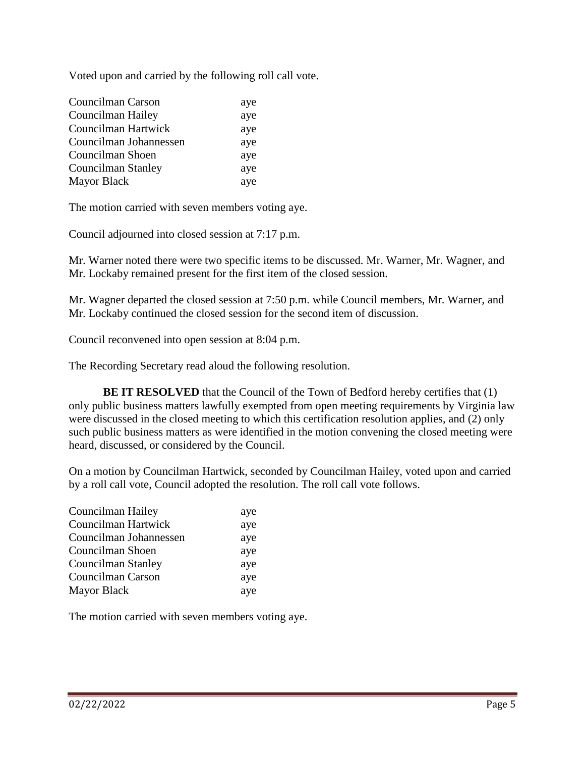Voted upon and carried by the following roll call vote.

| | |
|---|---|
| Councilman Carson | aye |
| Councilman Hailey | aye |
| Councilman Hartwick | aye |
| Councilman Johannessen | aye |
| Councilman Shoen | aye |
| Councilman Stanley | aye |
| Mayor Black | aye |

The motion carried with seven members voting aye.

Council adjourned into closed session at 7:17 p.m.

Mr. Warner noted there were two specific items to be discussed. Mr. Warner, Mr. Wagner, and Mr. Lockaby remained present for the first item of the closed session.

Mr. Wagner departed the closed session at 7:50 p.m. while Council members, Mr. Warner, and Mr. Lockaby continued the closed session for the second item of discussion.

Council reconvened into open session at 8:04 p.m.

The Recording Secretary read aloud the following resolution.

**BE IT RESOLVED** that the Council of the Town of Bedford hereby certifies that (1) only public business matters lawfully exempted from open meeting requirements by Virginia law were discussed in the closed meeting to which this certification resolution applies, and (2) only such public business matters as were identified in the motion convening the closed meeting were heard, discussed, or considered by the Council.

On a motion by Councilman Hartwick, seconded by Councilman Hailey, voted upon and carried by a roll call vote, Council adopted the resolution. The roll call vote follows.

| | |
|---|---|
| Councilman Hailey | aye |
| Councilman Hartwick | aye |
| Councilman Johannessen | aye |
| Councilman Shoen | aye |
| Councilman Stanley | aye |
| Councilman Carson | aye |
| Mayor Black | aye |

The motion carried with seven members voting aye.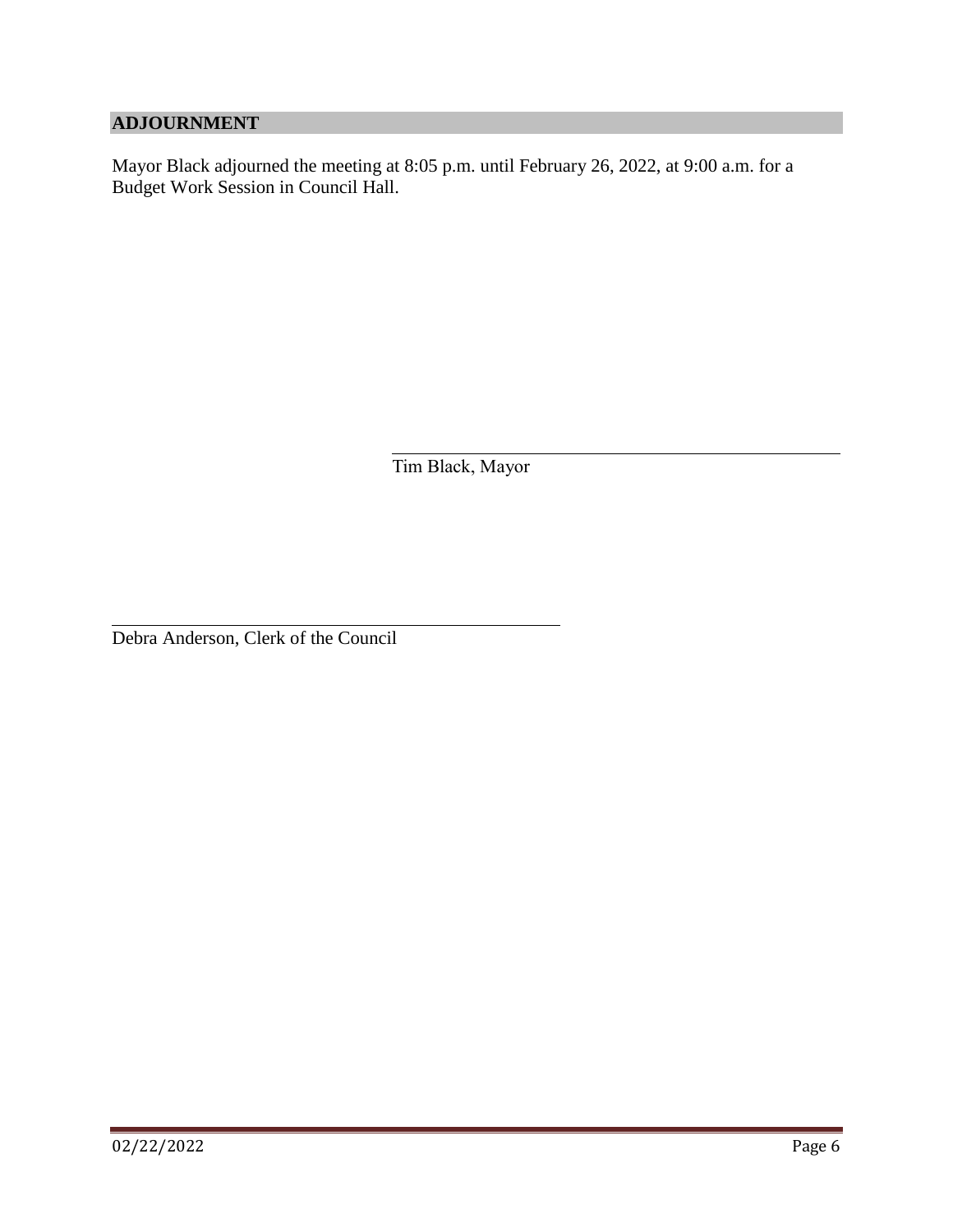## ADJOURNMENT

Mayor Black adjourned the meeting at 8:05 p.m. until February 26, 2022, at 9:00 a.m. for a Budget Work Session in Council Hall.

Tim Black, Mayor

Debra Anderson, Clerk of the Council